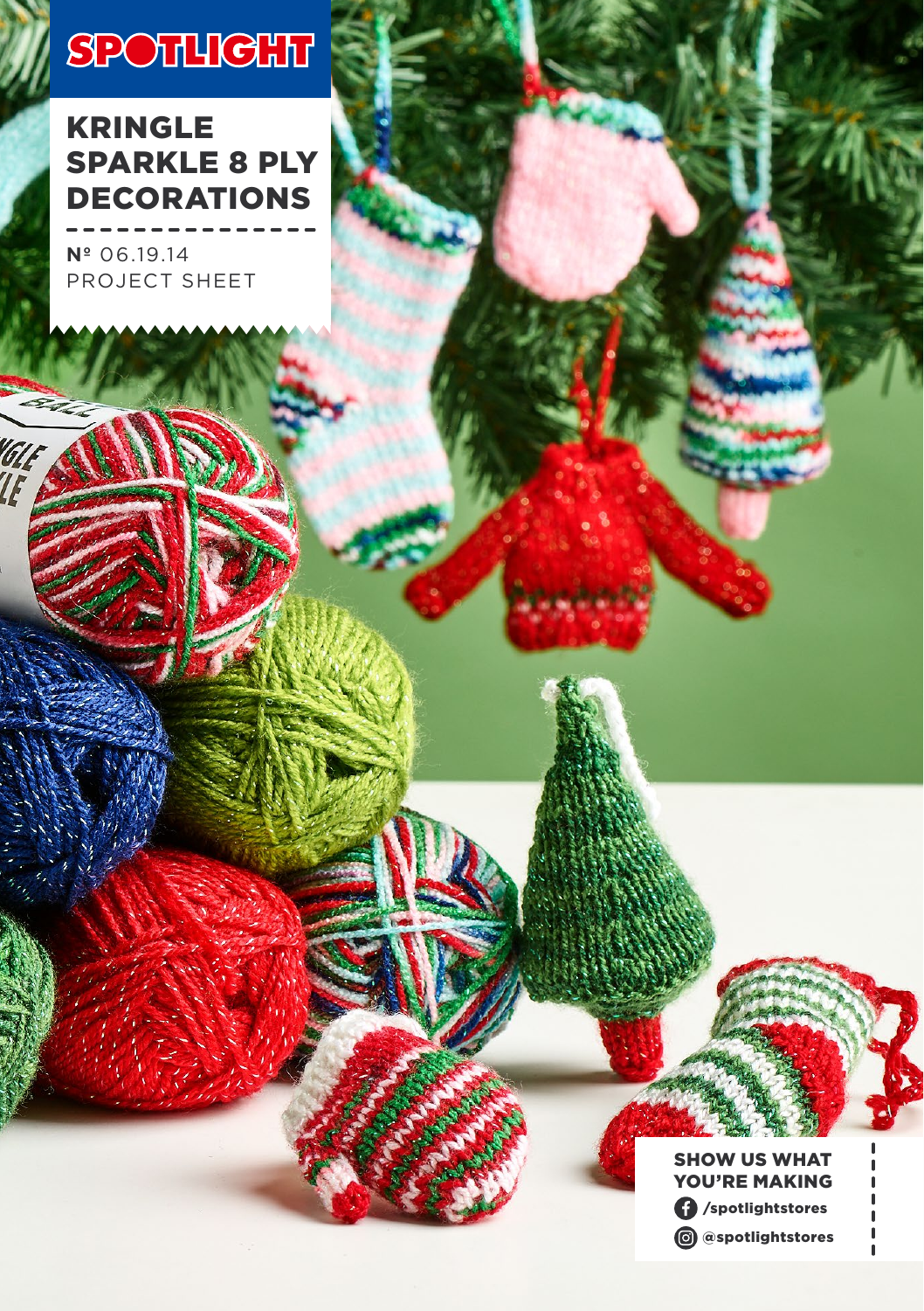SPOTLIGHT

# KRINGLE SPARKLE 8 PLY DECORATIONS

**Nº** 06.19.14
PROJECT SHEET

**SHOW US WHAT YOU'RE MAKING**

**/spotlightstores**

**@spotlightstores**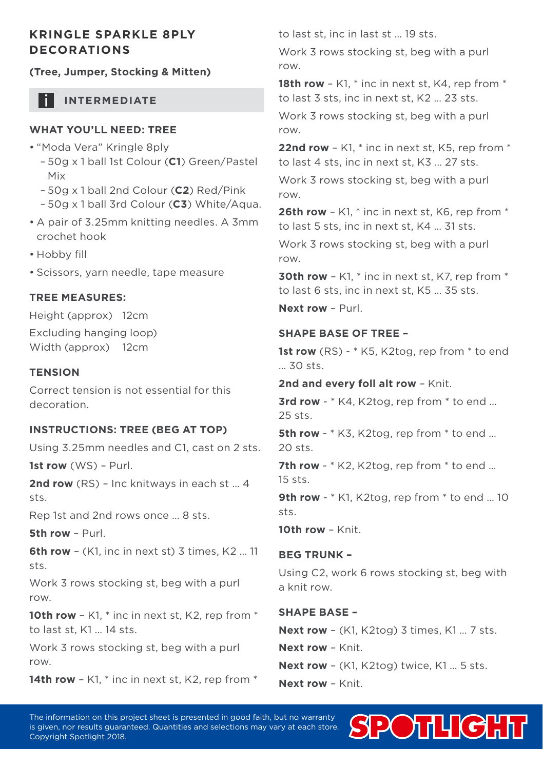## KRINGLE SPARKLE 8PLY DECORATIONS

**(Tree, Jumper, Stocking & Mitten)**

### INTERMEDIATE

### WHAT YOU'LL NEED: TREE

- "Moda Vera" Kringle 8ply
  - 50g x 1 ball 1st Colour (**C1**) Green/Pastel Mix
  - 50g x 1 ball 2nd Colour (**C2**) Red/Pink
  - 50g x 1 ball 3rd Colour (**C3**) White/Aqua.
- A pair of 3.25mm knitting needles. A 3mm crochet hook
- Hobby fill
- Scissors, yarn needle, tape measure

### TREE MEASURES:

Height (approx) 12cm

Excluding hanging loop)

Width (approx) 12cm

### TENSION

Correct tension is not essential for this decoration.

### INSTRUCTIONS: TREE (BEG AT TOP)

Using 3.25mm needles and C1, cast on 2 sts.

**1st row** (WS) – Purl.

**2nd row** (RS) – Inc knitways in each st ... 4 sts.

Rep 1st and 2nd rows once ... 8 sts.

**5th row** – Purl.

**6th row** – (K1, inc in next st) 3 times, K2 ... 11 sts.

Work 3 rows stocking st, beg with a purl row.

**10th row** – K1, * inc in next st, K2, rep from * to last st, K1 ... 14 sts.

Work 3 rows stocking st, beg with a purl row.

**14th row** – K1, * inc in next st, K2, rep from * to last st, inc in last st ... 19 sts.

Work 3 rows stocking st, beg with a purl row.

**18th row** – K1, * inc in next st, K4, rep from * to last 3 sts, inc in next st, K2 ... 23 sts.

Work 3 rows stocking st, beg with a purl row.

**22nd row** – K1, * inc in next st, K5, rep from * to last 4 sts, inc in next st, K3 ... 27 sts.

Work 3 rows stocking st, beg with a purl row.

**26th row** – K1, * inc in next st, K6, rep from * to last 5 sts, inc in next st, K4 ... 31 sts.

Work 3 rows stocking st, beg with a purl row.

**30th row** – K1, * inc in next st, K7, rep from * to last 6 sts, inc in next st, K5 ... 35 sts.

**Next row** – Purl.

### SHAPE BASE OF TREE –

**1st row** (RS) - * K5, K2tog, rep from * to end ... 30 sts.

**2nd and every foll alt row** – Knit.

**3rd row** - * K4, K2tog, rep from * to end ... 25 sts.

**5th row** - * K3, K2tog, rep from * to end ... 20 sts.

**7th row** - * K2, K2tog, rep from * to end ... 15 sts.

**9th row** - * K1, K2tog, rep from * to end ... 10 sts.

**10th row** – Knit.

### BEG TRUNK –

Using C2, work 6 rows stocking st, beg with a knit row.

### SHAPE BASE –

**Next row** – (K1, K2tog) 3 times, K1 ... 7 sts.

**Next row** – Knit.

**Next row** – (K1, K2tog) twice, K1 ... 5 sts.

**Next row** – Knit.

The information on this project sheet is presented in good faith, but no warranty is given, nor results guaranteed. Quantities and selections may vary at each store. Copyright Spotlight 2018.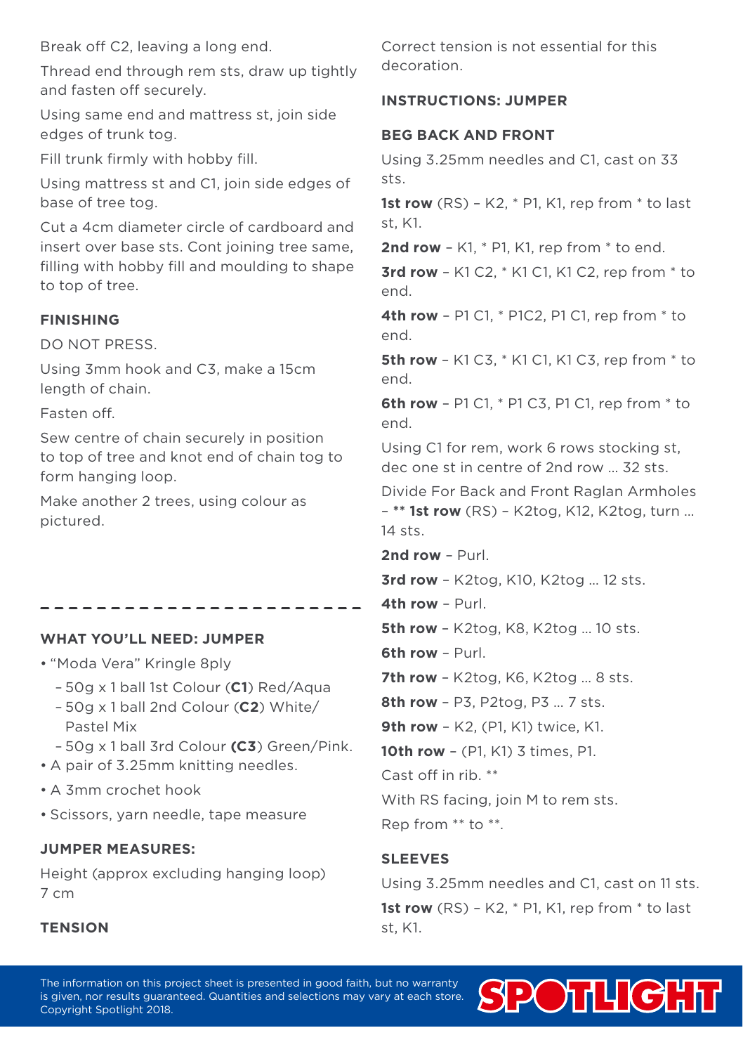Break off C2, leaving a long end.

Thread end through rem sts, draw up tightly and fasten off securely.

Using same end and mattress st, join side edges of trunk tog.

Fill trunk firmly with hobby fill.

Using mattress st and C1, join side edges of base of tree tog.

Cut a 4cm diameter circle of cardboard and insert over base sts. Cont joining tree same, filling with hobby fill and moulding to shape to top of tree.

### FINISHING

DO NOT PRESS.

Using 3mm hook and C3, make a 15cm length of chain.

Fasten off.

Sew centre of chain securely in position to top of tree and knot end of chain tog to form hanging loop.

Make another 2 trees, using colour as pictured.

---

### WHAT YOU'LL NEED: JUMPER

- "Moda Vera" Kringle 8ply
  - 50g x 1 ball 1st Colour (**C1**) Red/Aqua
  - 50g x 1 ball 2nd Colour (**C2**) White/ Pastel Mix
  - 50g x 1 ball 3rd Colour **(C3)** Green/Pink.
- A pair of 3.25mm knitting needles.
- A 3mm crochet hook
- Scissors, yarn needle, tape measure

### JUMPER MEASURES:

Height (approx excluding hanging loop) 7 cm

### TENSION

Correct tension is not essential for this decoration.

### INSTRUCTIONS: JUMPER

### BEG BACK AND FRONT

Using 3.25mm needles and C1, cast on 33 sts.

**1st row** (RS) – K2, * P1, K1, rep from * to last st, K1.

**2nd row** – K1, * P1, K1, rep from * to end.

**3rd row** – K1 C2, * K1 C1, K1 C2, rep from * to end.

**4th row** – P1 C1, * P1C2, P1 C1, rep from * to end.

**5th row** – K1 C3, * K1 C1, K1 C3, rep from * to end.

**6th row** – P1 C1, * P1 C3, P1 C1, rep from * to end.

Using C1 for rem, work 6 rows stocking st, dec one st in centre of 2nd row … 32 sts.

Divide For Back and Front Raglan Armholes – ** **1st row** (RS) – K2tog, K12, K2tog, turn … 14 sts.

**2nd row** – Purl.

**3rd row** – K2tog, K10, K2tog … 12 sts.

**4th row** – Purl.

**5th row** – K2tog, K8, K2tog … 10 sts.

**6th row** – Purl.

**7th row** – K2tog, K6, K2tog … 8 sts.

**8th row** – P3, P2tog, P3 … 7 sts.

**9th row** – K2, (P1, K1) twice, K1.

**10th row** – (P1, K1) 3 times, P1.

Cast off in rib. **

With RS facing, join M to rem sts.

Rep from ** to **.

### SLEEVES

Using 3.25mm needles and C1, cast on 11 sts.

**1st row** (RS) – K2, * P1, K1, rep from * to last st, K1.

The information on this project sheet is presented in good faith, but no warranty is given, nor results guaranteed. Quantities and selections may vary at each store. Copyright Spotlight 2018.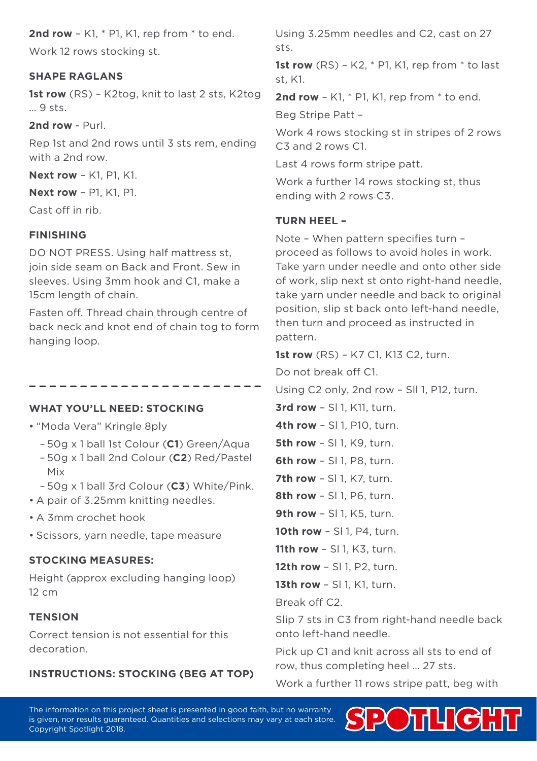**2nd row** – K1, * P1, K1, rep from * to end.

Work 12 rows stocking st.

### SHAPE RAGLANS

**1st row** (RS) – K2tog, knit to last 2 sts, K2tog … 9 sts.

**2nd row** - Purl.

Rep 1st and 2nd rows until 3 sts rem, ending with a 2nd row.

**Next row** – K1, P1, K1.

**Next row** – P1, K1, P1.

Cast off in rib.

### FINISHING

DO NOT PRESS. Using half mattress st, join side seam on Back and Front. Sew in sleeves. Using 3mm hook and C1, make a 15cm length of chain.

Fasten off. Thread chain through centre of back neck and knot end of chain tog to form hanging loop.

---

### WHAT YOU'LL NEED: STOCKING

- "Moda Vera" Kringle 8ply
  - 50g x 1 ball 1st Colour (**C1**) Green/Aqua
  - 50g x 1 ball 2nd Colour (**C2**) Red/Pastel Mix
  - 50g x 1 ball 3rd Colour (**C3**) White/Pink.
- A pair of 3.25mm knitting needles.
- A 3mm crochet hook
- Scissors, yarn needle, tape measure

### STOCKING MEASURES:

Height (approx excluding hanging loop) 12 cm

### TENSION

Correct tension is not essential for this decoration.

### INSTRUCTIONS: STOCKING (BEG AT TOP)

Using 3.25mm needles and C2, cast on 27 sts.

**1st row** (RS) – K2, * P1, K1, rep from * to last st, K1.

**2nd row** – K1, * P1, K1, rep from * to end.

Beg Stripe Patt –

Work 4 rows stocking st in stripes of 2 rows C3 and 2 rows C1.

Last 4 rows form stripe patt.

Work a further 14 rows stocking st, thus ending with 2 rows C3.

### TURN HEEL –

Note – When pattern specifies turn – proceed as follows to avoid holes in work. Take yarn under needle and onto other side of work, slip next st onto right-hand needle, take yarn under needle and back to original position, slip st back onto left-hand needle, then turn and proceed as instructed in pattern.

**1st row** (RS) – K7 C1, K13 C2, turn.

Do not break off C1.

Using C2 only, 2nd row – Sll 1, P12, turn.

**3rd row** – Sl 1, K11, turn.

**4th row** – Sl 1, P10, turn.

**5th row** – Sl 1, K9, turn.

**6th row** – Sl 1, P8, turn.

**7th row** – Sl 1, K7, turn.

**8th row** – Sl 1, P6, turn.

**9th row** – Sl 1, K5, turn.

**10th row** – Sl 1, P4, turn.

**11th row** – Sl 1, K3, turn.

**12th row** – Sl 1, P2, turn.

**13th row** – Sl 1, K1, turn.

Break off C2.

Slip 7 sts in C3 from right-hand needle back onto left-hand needle.

Pick up C1 and knit across all sts to end of row, thus completing heel … 27 sts.

Work a further 11 rows stripe patt, beg with

The information on this project sheet is presented in good faith, but no warranty is given, nor results guaranteed. Quantities and selections may vary at each store. Copyright Spotlight 2018.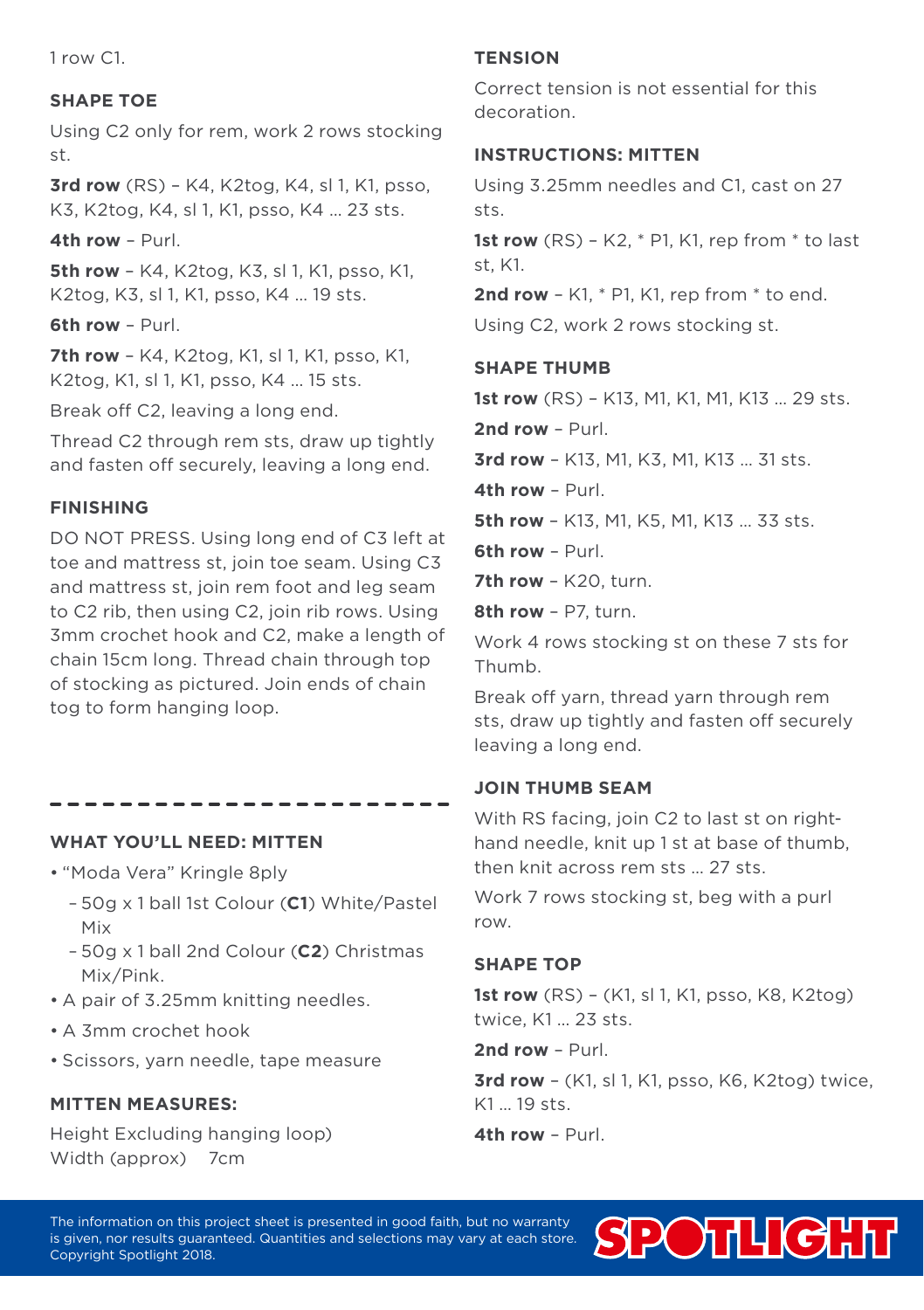1 row C1.

### SHAPE TOE

Using C2 only for rem, work 2 rows stocking st.

**3rd row** (RS) – K4, K2tog, K4, sl 1, K1, psso, K3, K2tog, K4, sl 1, K1, psso, K4 ... 23 sts.

**4th row** – Purl.

**5th row** – K4, K2tog, K3, sl 1, K1, psso, K1, K2tog, K3, sl 1, K1, psso, K4 ... 19 sts.

**6th row** – Purl.

**7th row** – K4, K2tog, K1, sl 1, K1, psso, K1, K2tog, K1, sl 1, K1, psso, K4 ... 15 sts.

Break off C2, leaving a long end.

Thread C2 through rem sts, draw up tightly and fasten off securely, leaving a long end.

### FINISHING

DO NOT PRESS. Using long end of C3 left at toe and mattress st, join toe seam. Using C3 and mattress st, join rem foot and leg seam to C2 rib, then using C2, join rib rows. Using 3mm crochet hook and C2, make a length of chain 15cm long. Thread chain through top of stocking as pictured. Join ends of chain tog to form hanging loop.

---

### WHAT YOU'LL NEED: MITTEN

- "Moda Vera" Kringle 8ply
  - 50g x 1 ball 1st Colour (**C1**) White/Pastel Mix
  - 50g x 1 ball 2nd Colour (**C2**) Christmas Mix/Pink.
- A pair of 3.25mm knitting needles.
- A 3mm crochet hook
- Scissors, yarn needle, tape measure

### MITTEN MEASURES:

Height Excluding hanging loop)
Width (approx) 7cm

### TENSION

Correct tension is not essential for this decoration.

### INSTRUCTIONS: MITTEN

Using 3.25mm needles and C1, cast on 27 sts.

**1st row** (RS) – K2, * P1, K1, rep from * to last st, K1.

**2nd row** – K1, * P1, K1, rep from * to end.

Using C2, work 2 rows stocking st.

### SHAPE THUMB

**1st row** (RS) – K13, M1, K1, M1, K13 ... 29 sts.

**2nd row** – Purl.

**3rd row** – K13, M1, K3, M1, K13 ... 31 sts.

**4th row** – Purl.

**5th row** – K13, M1, K5, M1, K13 ... 33 sts.

**6th row** – Purl.

**7th row** – K20, turn.

**8th row** – P7, turn.

Work 4 rows stocking st on these 7 sts for Thumb.

Break off yarn, thread yarn through rem sts, draw up tightly and fasten off securely leaving a long end.

### JOIN THUMB SEAM

With RS facing, join C2 to last st on right-hand needle, knit up 1 st at base of thumb, then knit across rem sts ... 27 sts.

Work 7 rows stocking st, beg with a purl row.

### SHAPE TOP

**1st row** (RS) – (K1, sl 1, K1, psso, K8, K2tog) twice, K1 ... 23 sts.

**2nd row** – Purl.

**3rd row** – (K1, sl 1, K1, psso, K6, K2tog) twice, K1 ... 19 sts.

**4th row** – Purl.

The information on this project sheet is presented in good faith, but no warranty is given, nor results guaranteed. Quantities and selections may vary at each store. Copyright Spotlight 2018.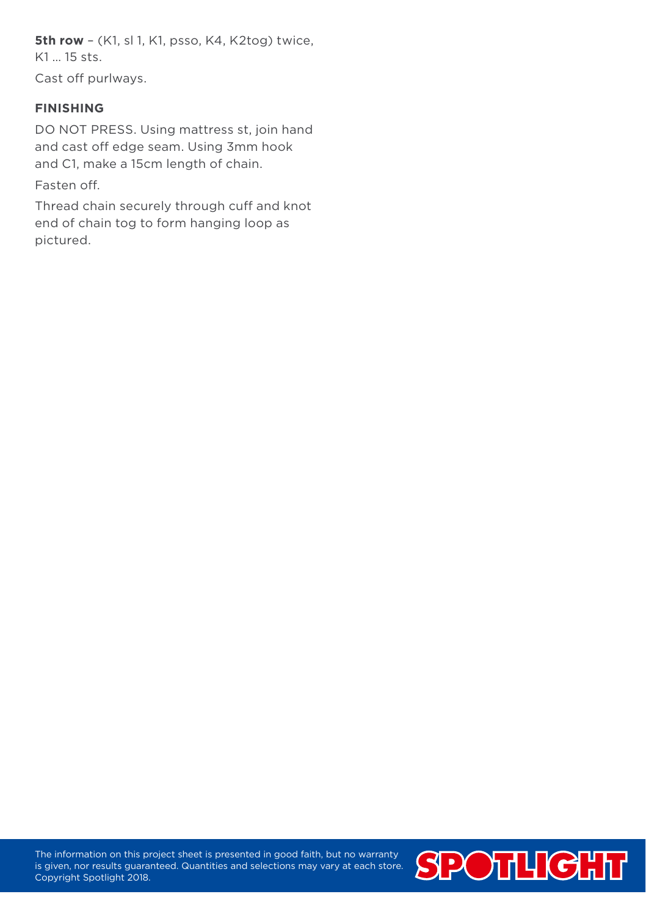**5th row** – (K1, sl 1, K1, psso, K4, K2tog) twice, K1 … 15 sts.

Cast off purlways.

**FINISHING**

DO NOT PRESS. Using mattress st, join hand and cast off edge seam. Using 3mm hook and C1, make a 15cm length of chain.

Fasten off.

Thread chain securely through cuff and knot end of chain tog to form hanging loop as pictured.

The information on this project sheet is presented in good faith, but no warranty is given, nor results guaranteed. Quantities and selections may vary at each store. Copyright Spotlight 2018.

SPOTLIGHT